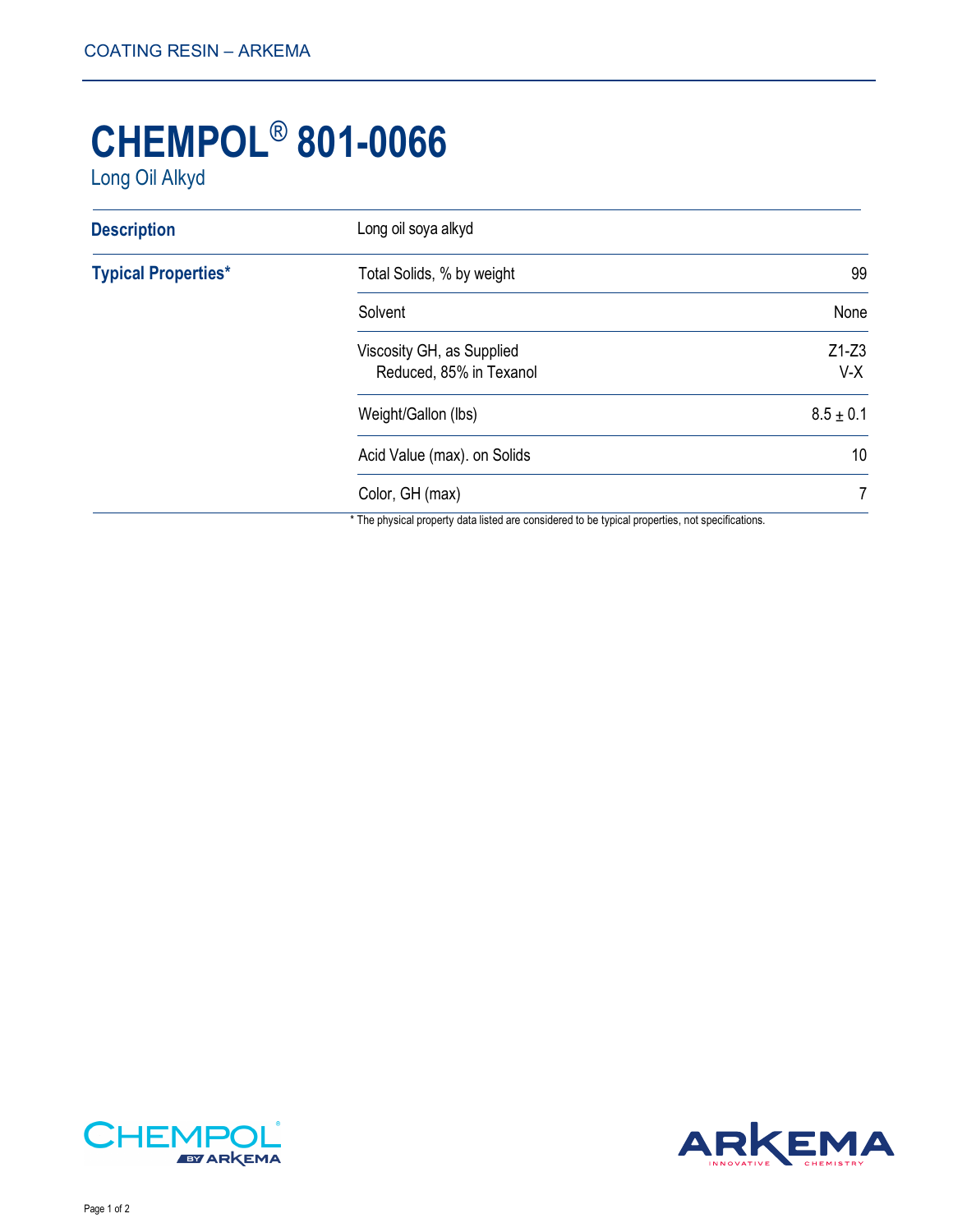# CHEMPOL® 801-0066

Long Oil Alkyd

| | | |
|---|---|---|
| **Description** | Long oil soya alkyd | |
| **Typical Properties*** | Total Solids, % by weight | 99 |
| | Solvent | None |
| | Viscosity GH, as Supplied<br>Reduced, 85% in Texanol | Z1-Z3<br>V-X |
| | Weight/Gallon (lbs) | 8.5 ± 0.1 |
| | Acid Value (max). on Solids | 10 |
| | Color, GH (max) | 7 |

* The physical property data listed are considered to be typical properties, not specifications.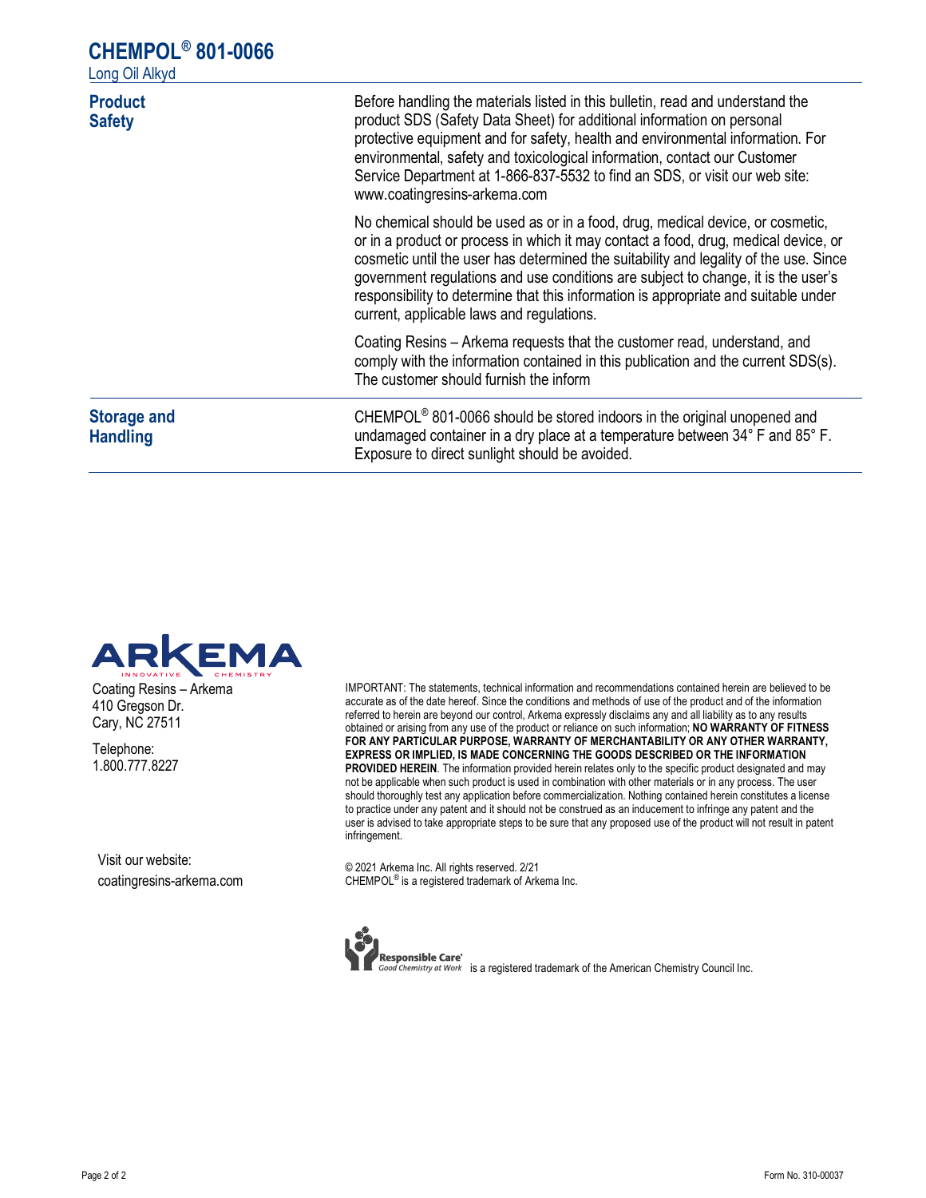# CHEMPOL® 801-0066

Long Oil Alkyd

## Product Safety

Before handling the materials listed in this bulletin, read and understand the product SDS (Safety Data Sheet) for additional information on personal protective equipment and for safety, health and environmental information. For environmental, safety and toxicological information, contact our Customer Service Department at 1-866-837-5532 to find an SDS, or visit our web site: www.coatingresins-arkema.com

No chemical should be used as or in a food, drug, medical device, or cosmetic, or in a product or process in which it may contact a food, drug, medical device, or cosmetic until the user has determined the suitability and legality of the use. Since government regulations and use conditions are subject to change, it is the user's responsibility to determine that this information is appropriate and suitable under current, applicable laws and regulations.

Coating Resins – Arkema requests that the customer read, understand, and comply with the information contained in this publication and the current SDS(s). The customer should furnish the inform

## Storage and Handling

CHEMPOL® 801-0066 should be stored indoors in the original unopened and undamaged container in a dry place at a temperature between 34° F and 85° F. Exposure to direct sunlight should be avoided.

ARKEMA
INNOVATIVE CHEMISTRY

Coating Resins – Arkema
410 Gregson Dr.
Cary, NC 27511

Telephone:
1.800.777.8227

Visit our website:
coatingresins-arkema.com

IMPORTANT: The statements, technical information and recommendations contained herein are believed to be accurate as of the date hereof. Since the conditions and methods of use of the product and of the information referred to herein are beyond our control, Arkema expressly disclaims any and all liability as to any results obtained or arising from any use of the product or reliance on such information; **NO WARRANTY OF FITNESS FOR ANY PARTICULAR PURPOSE, WARRANTY OF MERCHANTABILITY OR ANY OTHER WARRANTY, EXPRESS OR IMPLIED, IS MADE CONCERNING THE GOODS DESCRIBED OR THE INFORMATION PROVIDED HEREIN**. The information provided herein relates only to the specific product designated and may not be applicable when such product is used in combination with other materials or in any process. The user should thoroughly test any application before commercialization. Nothing contained herein constitutes a license to practice under any patent and it should not be construed as an inducement to infringe any patent and the user is advised to take appropriate steps to be sure that any proposed use of the product will not result in patent infringement.

© 2021 Arkema Inc. All rights reserved. 2/21
CHEMPOL® is a registered trademark of Arkema Inc.

Responsible Care® Good Chemistry at Work is a registered trademark of the American Chemistry Council Inc.

Form No. 310-00037